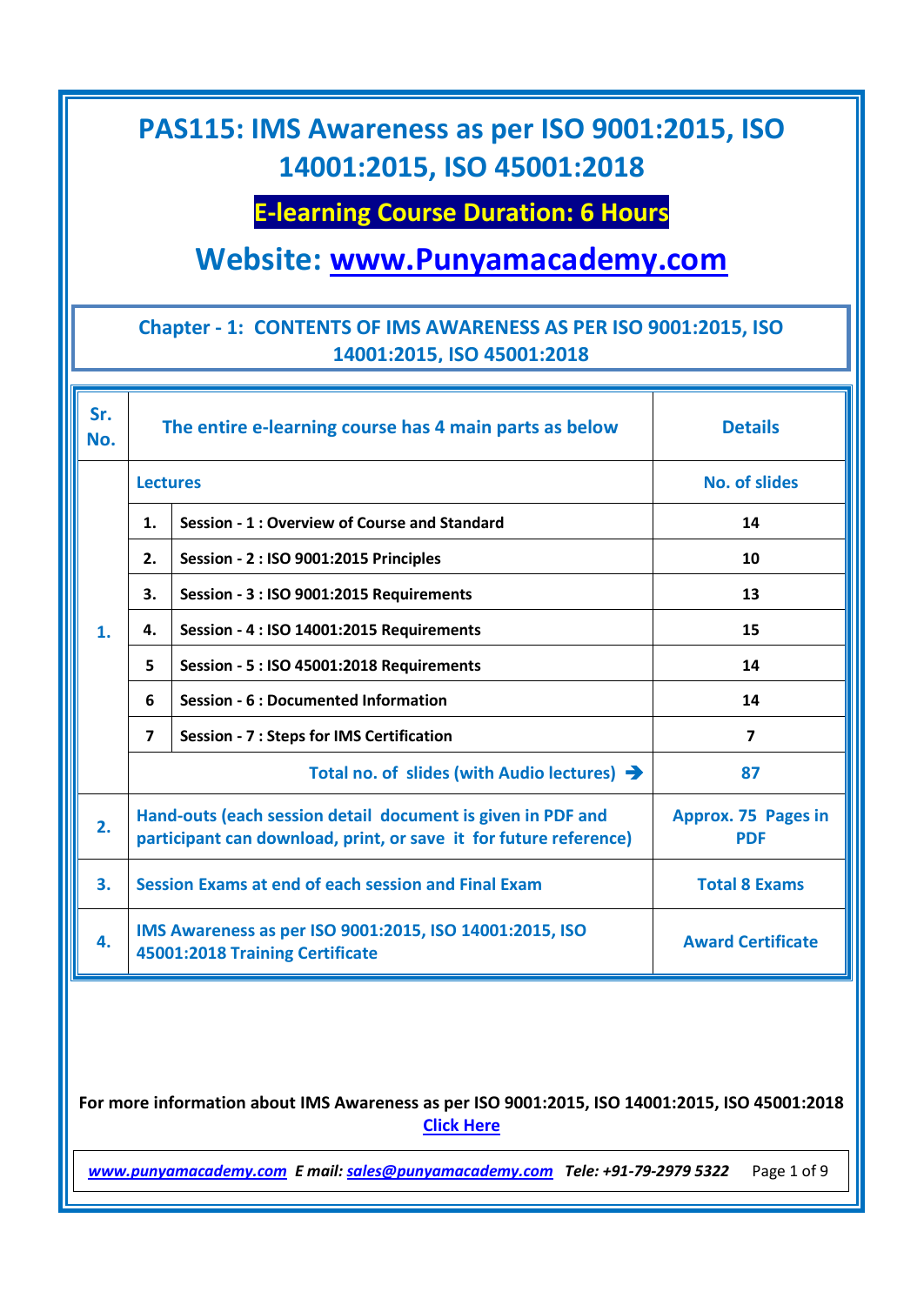# PAS115: IMS Awareness as per ISO 9001:2015, ISO 14001:2015, ISO 45001:2018

## E-learning Course Duration: 6 Hours

## Website: www.Punyamacademy.com

### Chapter - 1: CONTENTS OF IMS AWARENESS AS PER ISO 9001:2015, ISO 14001:2015, ISO 45001:2018

| Sr. No. | The entire e-learning course has 4 main parts as below | | Details |
|---|---|---|---|
| 1. | **Lectures** | | **No. of slides** |
| | 1. | Session - 1 : Overview of Course and Standard | 14 |
| | 2. | Session - 2 : ISO 9001:2015 Principles | 10 |
| | 3. | Session - 3 : ISO 9001:2015 Requirements | 13 |
| | 4. | Session - 4 : ISO 14001:2015 Requirements | 15 |
| | 5 | Session - 5 : ISO 45001:2018 Requirements | 14 |
| | 6 | Session - 6 : Documented Information | 14 |
| | 7 | Session - 7 : Steps for IMS Certification | 7 |
| | Total no. of slides (with Audio lectures) → | | 87 |
| 2. | Hand-outs (each session detail document is given in PDF and participant can download, print, or save it for future reference) | | Approx. 75 Pages in PDF |
| 3. | Session Exams at end of each session and Final Exam | | Total 8 Exams |
| 4. | IMS Awareness as per ISO 9001:2015, ISO 14001:2015, ISO 45001:2018 Training Certificate | | Award Certificate |

**For more information about IMS Awareness as per ISO 9001:2015, ISO 14001:2015, ISO 45001:2018**
**Click Here**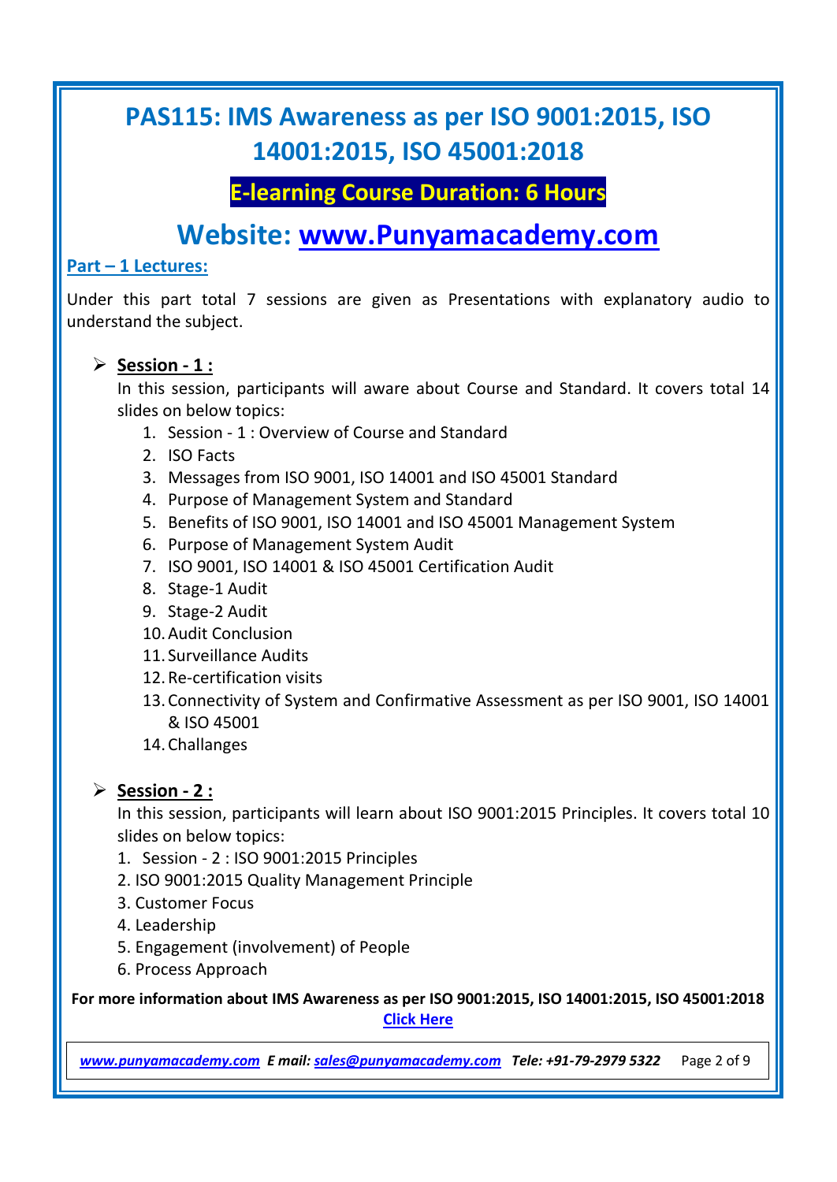# PAS115: IMS Awareness as per ISO 9001:2015, ISO 14001:2015, ISO 45001:2018

## E-learning Course Duration: 6 Hours

## Website: www.Punyamacademy.com

**Part – 1 Lectures:**

Under this part total 7 sessions are given as Presentations with explanatory audio to understand the subject.

- **Session - 1 :**

  In this session, participants will aware about Course and Standard. It covers total 14 slides on below topics:

  1. Session - 1 : Overview of Course and Standard
  2. ISO Facts
  3. Messages from ISO 9001, ISO 14001 and ISO 45001 Standard
  4. Purpose of Management System and Standard
  5. Benefits of ISO 9001, ISO 14001 and ISO 45001 Management System
  6. Purpose of Management System Audit
  7. ISO 9001, ISO 14001 & ISO 45001 Certification Audit
  8. Stage-1 Audit
  9. Stage-2 Audit
  10. Audit Conclusion
  11. Surveillance Audits
  12. Re-certification visits
  13. Connectivity of System and Confirmative Assessment as per ISO 9001, ISO 14001 & ISO 45001
  14. Challanges

- **Session - 2 :**

  In this session, participants will learn about ISO 9001:2015 Principles. It covers total 10 slides on below topics:

  1. Session - 2 : ISO 9001:2015 Principles
  2. ISO 9001:2015 Quality Management Principle
  3. Customer Focus
  4. Leadership
  5. Engagement (involvement) of People
  6. Process Approach

**For more information about IMS Awareness as per ISO 9001:2015, ISO 14001:2015, ISO 45001:2018**
Click Here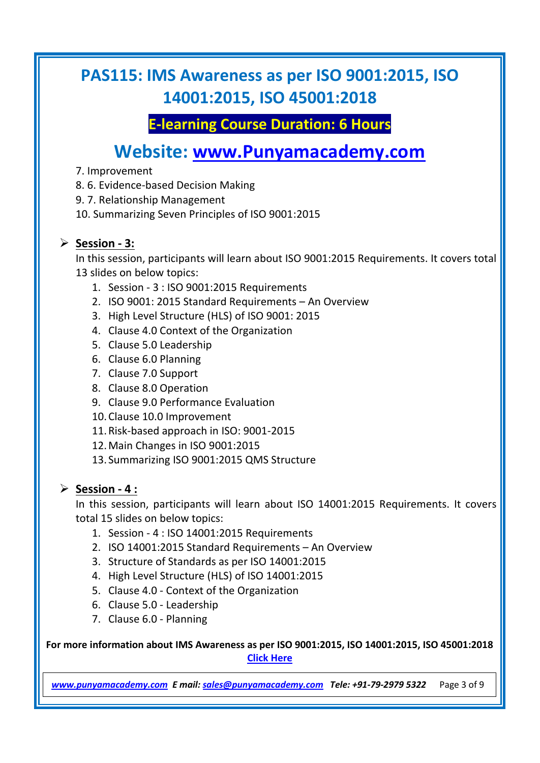# PAS115: IMS Awareness as per ISO 9001:2015, ISO 14001:2015, ISO 45001:2018

**E-learning Course Duration: 6 Hours**

## Website: [www.Punyamacademy.com](http://www.Punyamacademy.com)

7. Improvement
8. 6. Evidence-based Decision Making
9. 7. Relationship Management
10. Summarizing Seven Principles of ISO 9001:2015

- **Session - 3:**

  In this session, participants will learn about ISO 9001:2015 Requirements. It covers total 13 slides on below topics:

  1. Session - 3 : ISO 9001:2015 Requirements
  2. ISO 9001: 2015 Standard Requirements – An Overview
  3. High Level Structure (HLS) of ISO 9001: 2015
  4. Clause 4.0 Context of the Organization
  5. Clause 5.0 Leadership
  6. Clause 6.0 Planning
  7. Clause 7.0 Support
  8. Clause 8.0 Operation
  9. Clause 9.0 Performance Evaluation
  10. Clause 10.0 Improvement
  11. Risk-based approach in ISO: 9001-2015
  12. Main Changes in ISO 9001:2015
  13. Summarizing ISO 9001:2015 QMS Structure

- **Session - 4 :**

  In this session, participants will learn about ISO 14001:2015 Requirements. It covers total 15 slides on below topics:

  1. Session - 4 : ISO 14001:2015 Requirements
  2. ISO 14001:2015 Standard Requirements – An Overview
  3. Structure of Standards as per ISO 14001:2015
  4. High Level Structure (HLS) of ISO 14001:2015
  5. Clause 4.0 - Context of the Organization
  6. Clause 5.0 - Leadership
  7. Clause 6.0 - Planning

**For more information about IMS Awareness as per ISO 9001:2015, ISO 14001:2015, ISO 45001:2018**
**Click Here**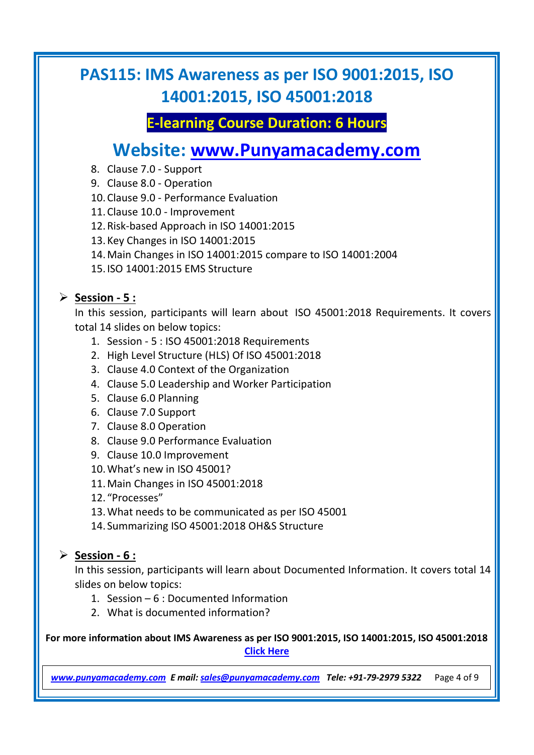# PAS115: IMS Awareness as per ISO 9001:2015, ISO 14001:2015, ISO 45001:2018

## E-learning Course Duration: 6 Hours

## Website: www.Punyamacademy.com

8. Clause 7.0 - Support
9. Clause 8.0 - Operation
10. Clause 9.0 - Performance Evaluation
11. Clause 10.0 - Improvement
12. Risk-based Approach in ISO 14001:2015
13. Key Changes in ISO 14001:2015
14. Main Changes in ISO 14001:2015 compare to ISO 14001:2004
15. ISO 14001:2015 EMS Structure

- **Session - 5 :**

  In this session, participants will learn about ISO 45001:2018 Requirements. It covers total 14 slides on below topics:

  1. Session - 5 : ISO 45001:2018 Requirements
  2. High Level Structure (HLS) Of ISO 45001:2018
  3. Clause 4.0 Context of the Organization
  4. Clause 5.0 Leadership and Worker Participation
  5. Clause 6.0 Planning
  6. Clause 7.0 Support
  7. Clause 8.0 Operation
  8. Clause 9.0 Performance Evaluation
  9. Clause 10.0 Improvement
  10. What's new in ISO 45001?
  11. Main Changes in ISO 45001:2018
  12. "Processes"
  13. What needs to be communicated as per ISO 45001
  14. Summarizing ISO 45001:2018 OH&S Structure

- **Session - 6 :**

  In this session, participants will learn about Documented Information. It covers total 14 slides on below topics:

  1. Session – 6 : Documented Information
  2. What is documented information?

**For more information about IMS Awareness as per ISO 9001:2015, ISO 14001:2015, ISO 45001:2018**
**Click Here**

*www.punyamacademy.com* ***E mail: sales@punyamacademy.com Tele: +91-79-2979 5322***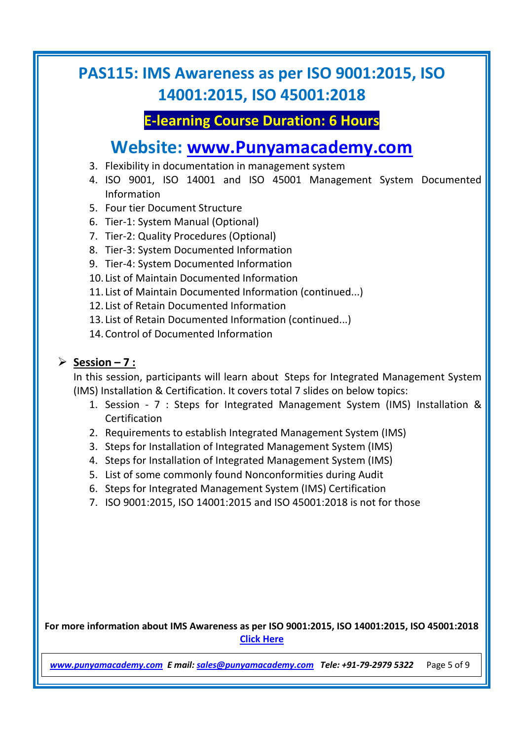3. Flexibility in documentation in management system
4. ISO 9001, ISO 14001 and ISO 45001 Management System Documented Information
5. Four tier Document Structure
6. Tier-1: System Manual (Optional)
7. Tier-2: Quality Procedures (Optional)
8. Tier-3: System Documented Information
9. Tier-4: System Documented Information
10. List of Maintain Documented Information
11. List of Maintain Documented Information (continued...)
12. List of Retain Documented Information
13. List of Retain Documented Information (continued...)
14. Control of Documented Information

- **Session – 7 :**

  In this session, participants will learn about Steps for Integrated Management System (IMS) Installation & Certification. It covers total 7 slides on below topics:

  1. Session - 7 : Steps for Integrated Management System (IMS) Installation & Certification
  2. Requirements to establish Integrated Management System (IMS)
  3. Steps for Installation of Integrated Management System (IMS)
  4. Steps for Installation of Integrated Management System (IMS)
  5. List of some commonly found Nonconformities during Audit
  6. Steps for Integrated Management System (IMS) Certification
  7. ISO 9001:2015, ISO 14001:2015 and ISO 45001:2018 is not for those

**For more information about IMS Awareness as per ISO 9001:2015, ISO 14001:2015, ISO 45001:2018**
**Click Here**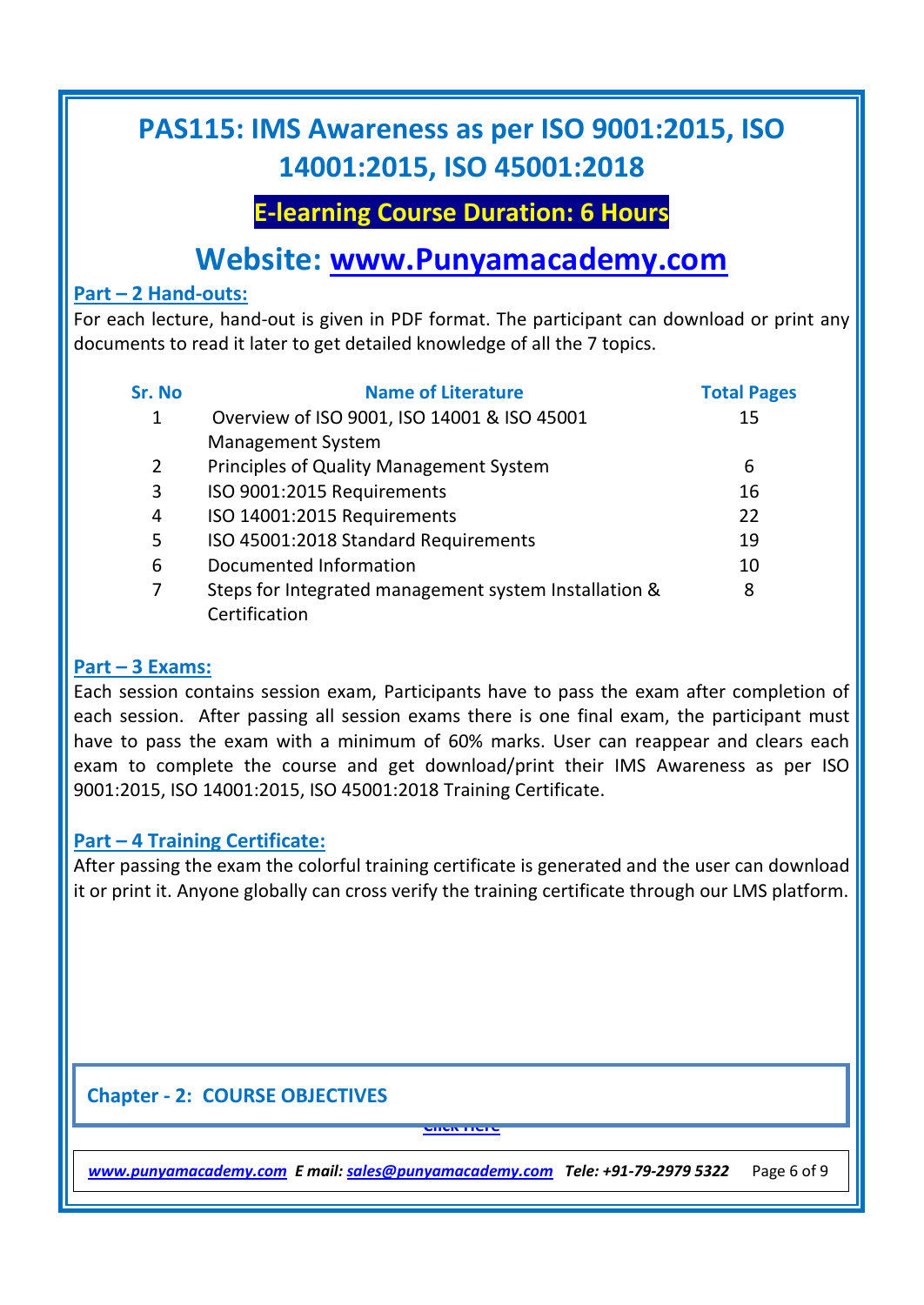# PAS115: IMS Awareness as per ISO 9001:2015, ISO 14001:2015, ISO 45001:2018

## E-learning Course Duration: 6 Hours

## Website: www.Punyamacademy.com

**Part – 2 Hand-outs:**

For each lecture, hand-out is given in PDF format. The participant can download or print any documents to read it later to get detailed knowledge of all the 7 topics.

| Sr. No | Name of Literature | Total Pages |
|---|---|---|
| 1 | Overview of ISO 9001, ISO 14001 & ISO 45001 Management System | 15 |
| 2 | Principles of Quality Management System | 6 |
| 3 | ISO 9001:2015 Requirements | 16 |
| 4 | ISO 14001:2015 Requirements | 22 |
| 5 | ISO 45001:2018 Standard Requirements | 19 |
| 6 | Documented Information | 10 |
| 7 | Steps for Integrated management system Installation & Certification | 8 |

**Part – 3 Exams:**

Each session contains session exam, Participants have to pass the exam after completion of each session. After passing all session exams there is one final exam, the participant must have to pass the exam with a minimum of 60% marks. User can reappear and clears each exam to complete the course and get download/print their IMS Awareness as per ISO 9001:2015, ISO 14001:2015, ISO 45001:2018 Training Certificate.

**Part – 4 Training Certificate:**

After passing the exam the colorful training certificate is generated and the user can download it or print it. Anyone globally can cross verify the training certificate through our LMS platform.

## Chapter - 2: COURSE OBJECTIVES

Click Here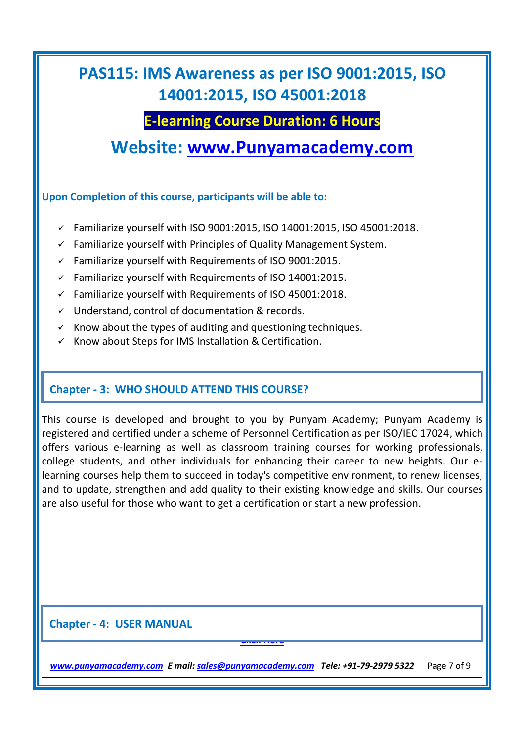# PAS115: IMS Awareness as per ISO 9001:2015, ISO 14001:2015, ISO 45001:2018

**E-learning Course Duration: 6 Hours**

## Website: [www.Punyamacademy.com](http://www.Punyamacademy.com)

**Upon Completion of this course, participants will be able to:**

- ✓ Familiarize yourself with ISO 9001:2015, ISO 14001:2015, ISO 45001:2018.
- ✓ Familiarize yourself with Principles of Quality Management System.
- ✓ Familiarize yourself with Requirements of ISO 9001:2015.
- ✓ Familiarize yourself with Requirements of ISO 14001:2015.
- ✓ Familiarize yourself with Requirements of ISO 45001:2018.
- ✓ Understand, control of documentation & records.
- ✓ Know about the types of auditing and questioning techniques.
- ✓ Know about Steps for IMS Installation & Certification.

## Chapter - 3: WHO SHOULD ATTEND THIS COURSE?

This course is developed and brought to you by Punyam Academy; Punyam Academy is registered and certified under a scheme of Personnel Certification as per ISO/IEC 17024, which offers various e-learning as well as classroom training courses for working professionals, college students, and other individuals for enhancing their career to new heights. Our e-learning courses help them to succeed in today's competitive environment, to renew licenses, and to update, strengthen and add quality to their existing knowledge and skills. Our courses are also useful for those who want to get a certification or start a new profession.

## Chapter - 4: USER MANUAL

Click Here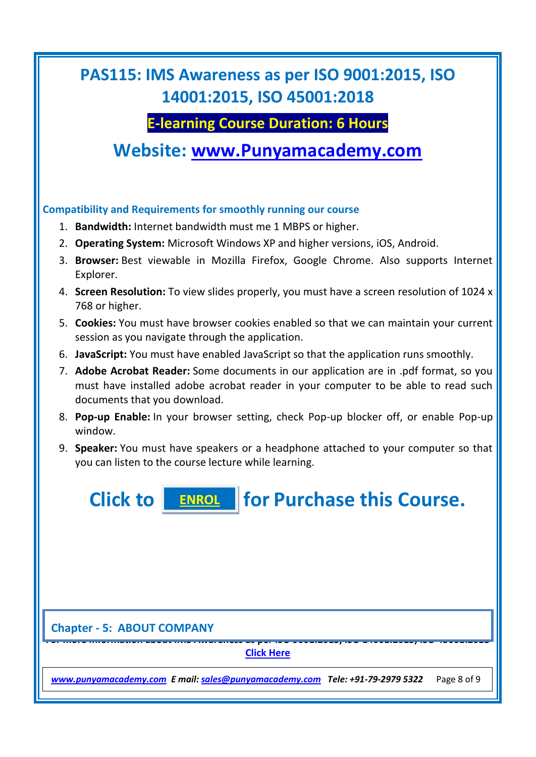# PAS115: IMS Awareness as per ISO 9001:2015, ISO 14001:2015, ISO 45001:2018

**E-learning Course Duration: 6 Hours**

## Website: [www.Punyamacademy.com](www.Punyamacademy.com)

### Compatibility and Requirements for smoothly running our course

1. **Bandwidth:** Internet bandwidth must me 1 MBPS or higher.
2. **Operating System:** Microsoft Windows XP and higher versions, iOS, Android.
3. **Browser:** Best viewable in Mozilla Firefox, Google Chrome. Also supports Internet Explorer.
4. **Screen Resolution:** To view slides properly, you must have a screen resolution of 1024 x 768 or higher.
5. **Cookies:** You must have browser cookies enabled so that we can maintain your current session as you navigate through the application.
6. **JavaScript:** You must have enabled JavaScript so that the application runs smoothly.
7. **Adobe Acrobat Reader:** Some documents in our application are in .pdf format, so you must have installed adobe acrobat reader in your computer to be able to read such documents that you download.
8. **Pop-up Enable:** In your browser setting, check Pop-up blocker off, or enable Pop-up window.
9. **Speaker:** You must have speakers or a headphone attached to your computer so that you can listen to the course lecture while learning.

## Click to ENROL for Purchase this Course.

### Chapter - 5: ABOUT COMPANY

For more information about IMS Awareness as per ISO 9001:2015, ISO 14001:2015, ISO 45001:2018

Click Here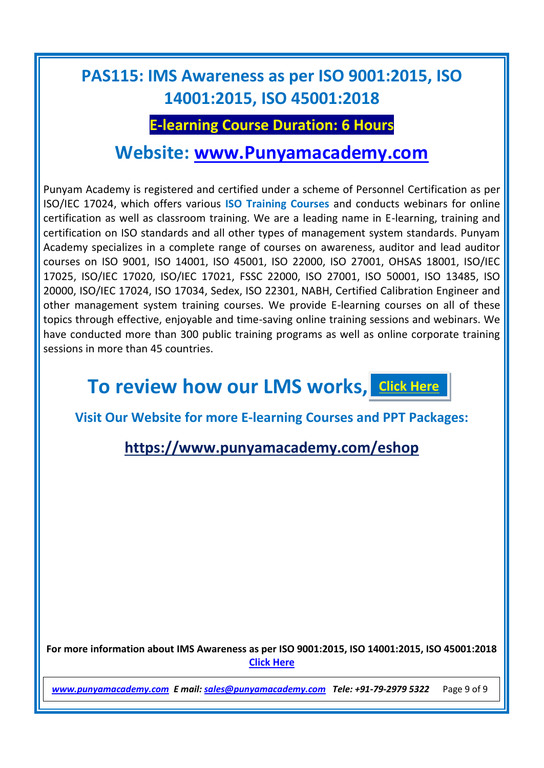# PAS115: IMS Awareness as per ISO 9001:2015, ISO 14001:2015, ISO 45001:2018

**E-learning Course Duration: 6 Hours**

## Website: www.Punyamacademy.com

Punyam Academy is registered and certified under a scheme of Personnel Certification as per ISO/IEC 17024, which offers various **ISO Training Courses** and conducts webinars for online certification as well as classroom training. We are a leading name in E-learning, training and certification on ISO standards and all other types of management system standards. Punyam Academy specializes in a complete range of courses on awareness, auditor and lead auditor courses on ISO 9001, ISO 14001, ISO 45001, ISO 22000, ISO 27001, OHSAS 18001, ISO/IEC 17025, ISO/IEC 17020, ISO/IEC 17021, FSSC 22000, ISO 27001, ISO 50001, ISO 13485, ISO 20000, ISO/IEC 17024, ISO 17034, Sedex, ISO 22301, NABH, Certified Calibration Engineer and other management system training courses. We provide E-learning courses on all of these topics through effective, enjoyable and time-saving online training sessions and webinars. We have conducted more than 300 public training programs as well as online corporate training sessions in more than 45 countries.

## To review how our LMS works, Click Here

**Visit Our Website for more E-learning Courses and PPT Packages:**

**https://www.punyamacademy.com/eshop**

**For more information about IMS Awareness as per ISO 9001:2015, ISO 14001:2015, ISO 45001:2018**
**Click Here**

*www.punyamacademy.com* ***E mail:*** *sales@punyamacademy.com* ***Tele: +91-79-2979 5322***